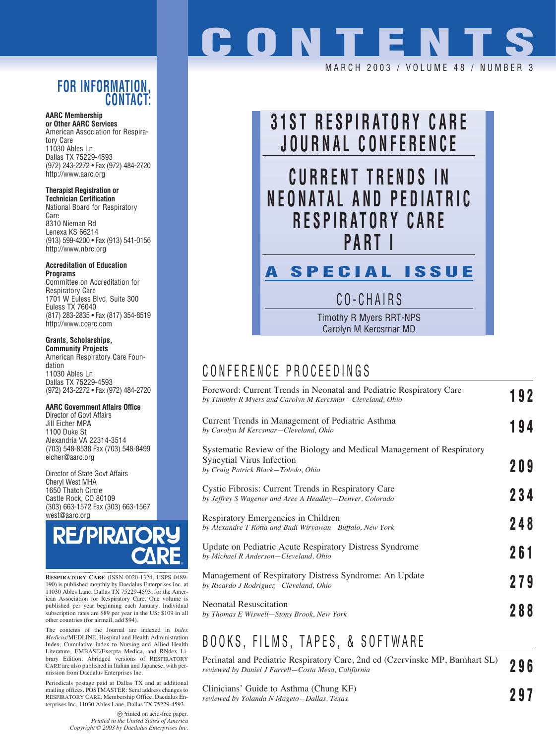# CONTENTS

MARCH 2003 / VOLUME 48 / NUMBER 3

## 31ST RESPIRATORY CARE JOURNAL CONFERENCE

## CURRENT TRENDS IN NEONATAL AND PEDIATRIC RESPIRATORY CARE PART I

### A SPECIAL ISSUE

CO-CHAIRS

Timothy R Myers RRT-NPS
Carolyn M Kercsmar MD

## CONFERENCE PROCEEDINGS

| | |
|---|---|
| Foreword: Current Trends in Neonatal and Pediatric Respiratory Care<br>*by Timothy R Myers and Carolyn M Kercsmar—Cleveland, Ohio* | **192** |
| Current Trends in Management of Pediatric Asthma<br>*by Carolyn M Kercsmar—Cleveland, Ohio* | **194** |
| Systematic Review of the Biology and Medical Management of Respiratory Syncytial Virus Infection<br>*by Craig Patrick Black—Toledo, Ohio* | **209** |
| Cystic Fibrosis: Current Trends in Respiratory Care<br>*by Jeffrey S Wagener and Aree A Headley—Denver, Colorado* | **234** |
| Respiratory Emergencies in Children<br>*by Alexandre T Rotta and Budi Wiryawan—Buffalo, New York* | **248** |
| Update on Pediatric Acute Respiratory Distress Syndrome<br>*by Michael R Anderson—Cleveland, Ohio* | **261** |
| Management of Respiratory Distress Syndrome: An Update<br>*by Ricardo J Rodriguez—Cleveland, Ohio* | **279** |
| Neonatal Resuscitation<br>*by Thomas E Wiswell—Stony Brook, New York* | **288** |

## BOOKS, FILMS, TAPES, & SOFTWARE

| | |
|---|---|
| Perinatal and Pediatric Respiratory Care, 2nd ed (Czervinske MP, Barnhart SL)<br>*reviewed by Daniel J Farrell—Costa Mesa, California* | **296** |
| Clinicians' Guide to Asthma (Chung KF)<br>*reviewed by Yolanda N Mageto—Dallas, Texas* | **297** |

## FOR INFORMATION, CONTACT:

**AARC Membership or Other AARC Services**
American Association for Respiratory Care
11030 Ables Ln
Dallas TX 75229-4593
(972) 243-2272 • Fax (972) 484-2720
http://www.aarc.org

**Therapist Registration or Technician Certification**
National Board for Respiratory Care
8310 Nieman Rd
Lenexa KS 66214
(913) 599-4200 • Fax (913) 541-0156
http://www.nbrc.org

**Accreditation of Education Programs**
Committee on Accreditation for Respiratory Care
1701 W Euless Blvd, Suite 300
Euless TX 76040
(817) 283-2835 • Fax (817) 354-8519
http://www.coarc.com

**Grants, Scholarships, Community Projects**
American Respiratory Care Foundation
11030 Ables Ln
Dallas TX 75229-4593
(972) 243-2272 • Fax (972) 484-2720

**AARC Government Affairs Office**
Director of Govt Affairs
Jill Eicher MPA
1100 Duke St
Alexandria VA 22314-3514
(703) 548-8538 Fax (703) 548-8499
eicher@aarc.org

Director of State Govt Affairs
Cheryl West MHA
1650 Thatch Circle
Castle Rock, CO 80109
(303) 663-1572 Fax (303) 663-1567
west@aarc.org

RESPIRATORY CARE

**RESPIRATORY CARE** (ISSN 0020-1324, USPS 0489-190) is published monthly by Daedalus Enterprises Inc, at 11030 Ables Lane, Dallas TX 75229-4593, for the American Association for Respiratory Care. One volume is published per year beginning each January. Individual subscription rates are $89 per year in the US; $109 in all other countries (for airmail, add $94).

The contents of the Journal are indexed in *Index Medicus*/MEDLINE, Hospital and Health Administration Index, Cumulative Index to Nursing and Allied Health Literature, EMBASE/Exerpta Medica, and RNdex Library Edition. Abridged versions of RESPIRATORY CARE are also published in Italian and Japanese, with permission from Daedalus Enterprises Inc.

Periodicals postage paid at Dallas TX and at additional mailing offices. POSTMASTER: Send address changes to RESPIRATORY CARE, Membership Office, Daedalus Enterprises Inc, 11030 Ables Lane, Dallas TX 75229-4593.

Printed on acid-free paper.
*Printed in the United States of America*
*Copyright © 2003 by Daedalus Enterprises Inc.*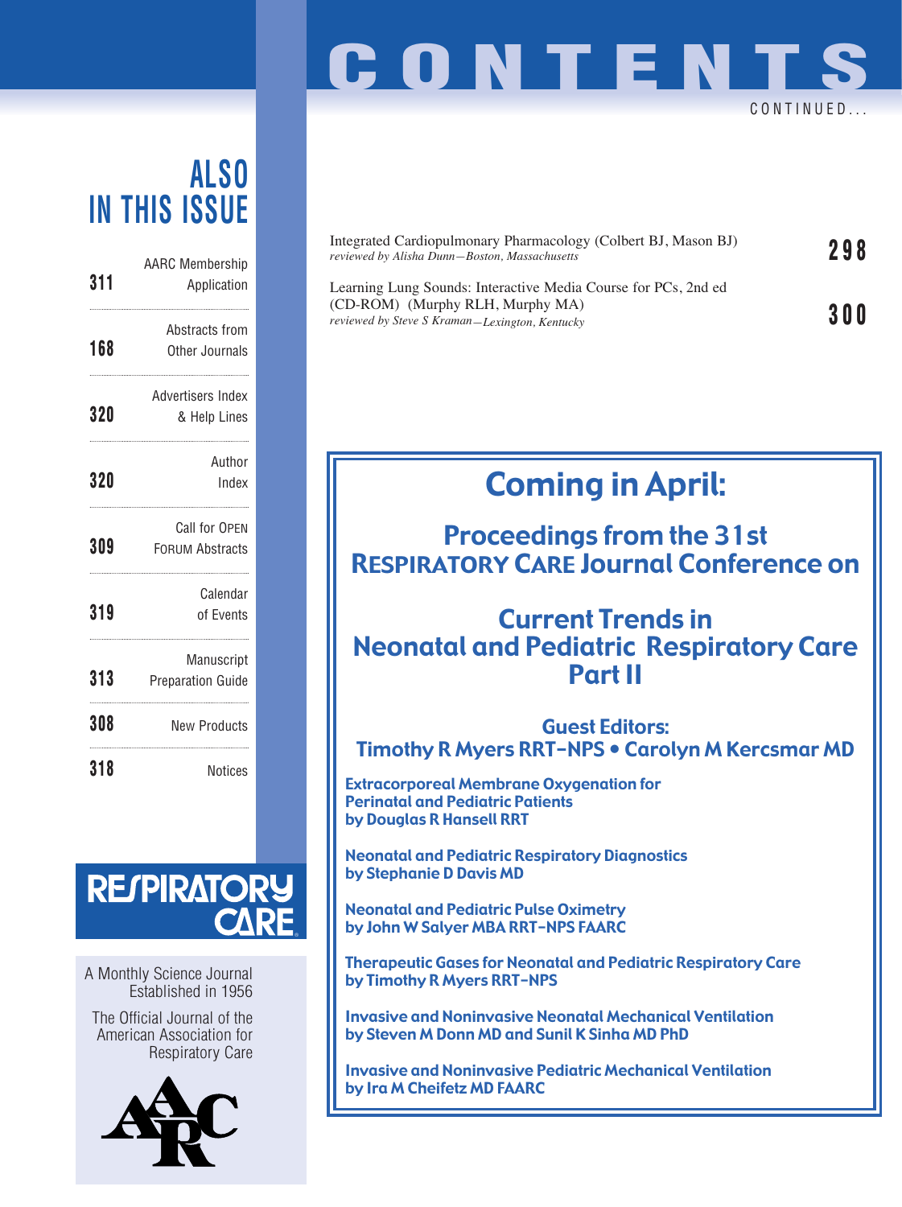# CONTENTS

CONTINUED...

Integrated Cardiopulmonary Pharmacology (Colbert BJ, Mason BJ)
*reviewed by Alisha Dunn—Boston, Massachusetts* **298**

Learning Lung Sounds: Interactive Media Course for PCs, 2nd ed (CD-ROM) (Murphy RLH, Murphy MA)
*reviewed by Steve S Kraman—Lexington, Kentucky* **300**

## ALSO IN THIS ISSUE

| | |
|---|---|
| **311** | AARC Membership Application |
| **168** | Abstracts from Other Journals |
| **320** | Advertisers Index & Help Lines |
| **320** | Author Index |
| **309** | Call for OPEN FORUM Abstracts |
| **319** | Calendar of Events |
| **313** | Manuscript Preparation Guide |
| **308** | New Products |
| **318** | Notices |

RESPIRATORY CARE

A Monthly Science Journal
Established in 1956

The Official Journal of the
American Association for
Respiratory Care

AARC

## Coming in April:

### Proceedings from the 31st RESPIRATORY CARE Journal Conference on

### Current Trends in Neonatal and Pediatric Respiratory Care Part II

**Guest Editors:**
**Timothy R Myers RRT-NPS • Carolyn M Kercsmar MD**

**Extracorporeal Membrane Oxygenation for Perinatal and Pediatric Patients**
**by Douglas R Hansell RRT**

**Neonatal and Pediatric Respiratory Diagnostics**
**by Stephanie D Davis MD**

**Neonatal and Pediatric Pulse Oximetry**
**by John W Salyer MBA RRT-NPS FAARC**

**Therapeutic Gases for Neonatal and Pediatric Respiratory Care**
**by Timothy R Myers RRT-NPS**

**Invasive and Noninvasive Neonatal Mechanical Ventilation**
**by Steven M Donn MD and Sunil K Sinha MD PhD**

**Invasive and Noninvasive Pediatric Mechanical Ventilation**
**by Ira M Cheifetz MD FAARC**